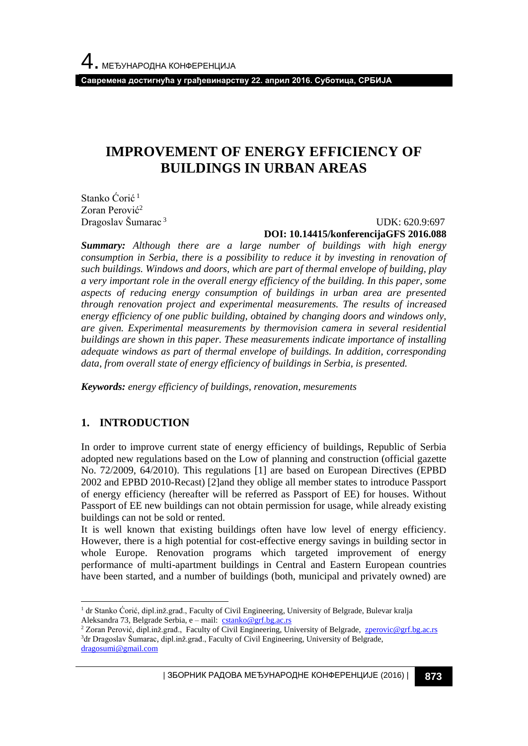# IMPROVEMENT OF ENERGY EFFICIENCY OF BUILDINGS IN URBAN AREAS

Stanko Ćorić [1]
Zoran Perović[2]
Dragoslav Šumarac [3]

UDK: 620.9:697
**DOI: 10.14415/konferencijaGFS 2016.088**

***Summary:*** *Although there are a large number of buildings with high energy consumption in Serbia, there is a possibility to reduce it by investing in renovation of such buildings. Windows and doors, which are part of thermal envelope of building, play a very important role in the overall energy efficiency of the building. In this paper, some aspects of reducing energy consumption of buildings in urban area are presented through renovation project and experimental measurements. The results of increased energy efficiency of one public building, obtained by changing doors and windows only, are given. Experimental measurements by thermovision camera in several residential buildings are shown in this paper. These measurements indicate importance of installing adequate windows as part of thermal envelope of buildings. In addition, corresponding data, from overall state of energy efficiency of buildings in Serbia, is presented.*

***Keywords:*** *energy efficiency of buildings, renovation, mesurements*

## 1. INTRODUCTION

In order to improve current state of energy efficiency of buildings, Republic of Serbia adopted new regulations based on the Low of planning and construction (official gazette No. 72/2009, 64/2010). This regulations [1] are based on European Directives (EPBD 2002 and EPBD 2010-Recast) [2]and they oblige all member states to introduce Passport of energy efficiency (hereafter will be referred as Passport of EE) for houses. Without Passport of EE new buildings can not obtain permission for usage, while already existing buildings can not be sold or rented.

It is well known that existing buildings often have low level of energy efficiency. However, there is a high potential for cost-effective energy savings in building sector in whole Europe. Renovation programs which targeted improvement of energy performance of multi-apartment buildings in Central and Eastern European countries have been started, and a number of buildings (both, municipal and privately owned) are

---

[1] dr Stanko Ćorić, dipl.inž.građ., Faculty of Civil Engineering, University of Belgrade, Bulevar kralja Aleksandra 73, Belgrade Serbia, e – mail: cstanko@grf.bg.ac.rs

[2] Zoran Perović, dipl.inž.građ., Faculty of Civil Engineering, University of Belgrade, zperovic@grf.bg.ac.rs

[3] dr Dragoslav Šumarac, dipl.inž.građ., Faculty of Civil Engineering, University of Belgrade, dragosumi@gmail.com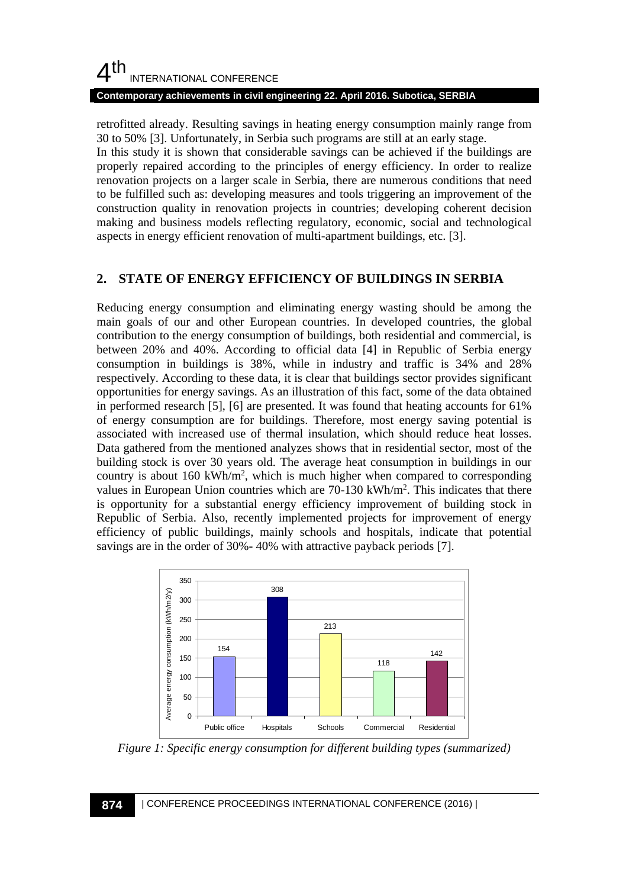retrofitted already. Resulting savings in heating energy consumption mainly range from 30 to 50% [3]. Unfortunately, in Serbia such programs are still at an early stage.
In this study it is shown that considerable savings can be achieved if the buildings are properly repaired according to the principles of energy efficiency. In order to realize renovation projects on a larger scale in Serbia, there are numerous conditions that need to be fulfilled such as: developing measures and tools triggering an improvement of the construction quality in renovation projects in countries; developing coherent decision making and business models reflecting regulatory, economic, social and technological aspects in energy efficient renovation of multi-apartment buildings, etc. [3].

## 2. STATE OF ENERGY EFFICIENCY OF BUILDINGS IN SERBIA

Reducing energy consumption and eliminating energy wasting should be among the main goals of our and other European countries. In developed countries, the global contribution to the energy consumption of buildings, both residential and commercial, is between 20% and 40%. According to official data [4] in Republic of Serbia energy consumption in buildings is 38%, while in industry and traffic is 34% and 28% respectively. According to these data, it is clear that buildings sector provides significant opportunities for energy savings. As an illustration of this fact, some of the data obtained in performed research [5], [6] are presented. It was found that heating accounts for 61% of energy consumption are for buildings. Therefore, most energy saving potential is associated with increased use of thermal insulation, which should reduce heat losses. Data gathered from the mentioned analyzes shows that in residential sector, most of the building stock is over 30 years old. The average heat consumption in buildings in our country is about 160 kWh/m$^2$, which is much higher when compared to corresponding values in European Union countries which are 70-130 kWh/m$^2$. This indicates that there is opportunity for a substantial energy efficiency improvement of building stock in Republic of Serbia. Also, recently implemented projects for improvement of energy efficiency of public buildings, mainly schools and hospitals, indicate that potential savings are in the order of 30%- 40% with attractive payback periods [7].

| Building type | Average energy consumption (kWh/m2/y) |
|---|---|
| Public office | 154 |
| Hospitals | 308 |
| Schools | 213 |
| Commercial | 118 |
| Residential | 142 |

*Figure 1: Specific energy consumption for different building types (summarized)*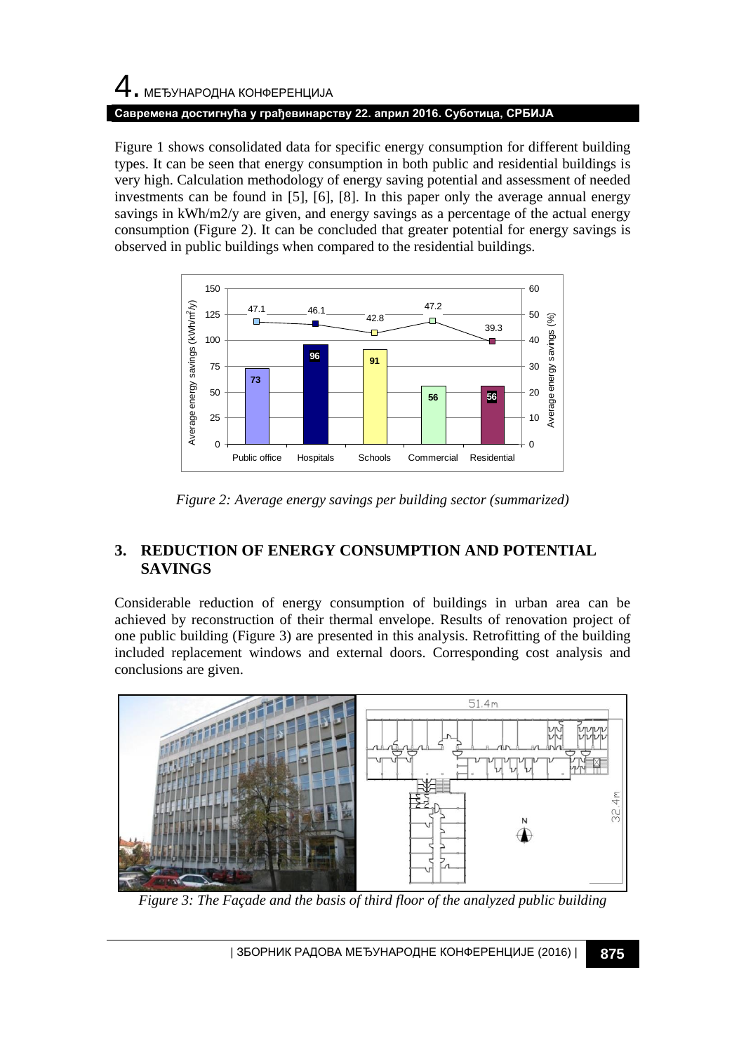Figure 1 shows consolidated data for specific energy consumption for different building types. It can be seen that energy consumption in both public and residential buildings is very high. Calculation methodology of energy saving potential and assessment of needed investments can be found in [5], [6], [8]. In this paper only the average annual energy savings in kWh/m2/y are given, and energy savings as a percentage of the actual energy consumption (Figure 2). It can be concluded that greater potential for energy savings is observed in public buildings when compared to the residential buildings.

*Figure 2: Average energy savings per building sector (summarized)*

## 3. REDUCTION OF ENERGY CONSUMPTION AND POTENTIAL SAVINGS

Considerable reduction of energy consumption of buildings in urban area can be achieved by reconstruction of their thermal envelope. Results of renovation project of one public building (Figure 3) are presented in this analysis. Retrofitting of the building included replacement windows and external doors. Corresponding cost analysis and conclusions are given.

*Figure 3: The Façade and the basis of third floor of the analyzed public building*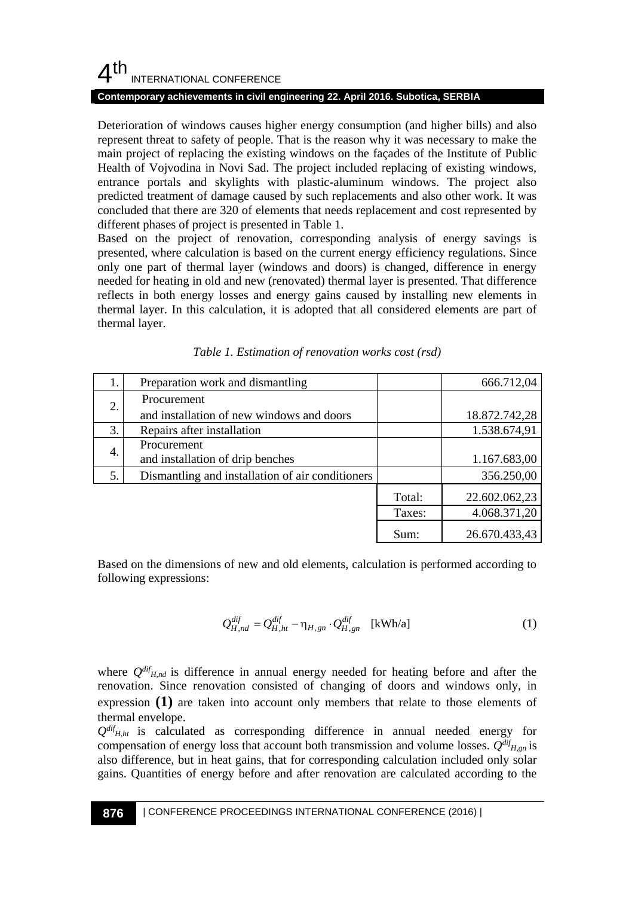Deterioration of windows causes higher energy consumption (and higher bills) and also represent threat to safety of people. That is the reason why it was necessary to make the main project of replacing the existing windows on the façades of the Institute of Public Health of Vojvodina in Novi Sad. The project included replacing of existing windows, entrance portals and skylights with plastic-aluminum windows. The project also predicted treatment of damage caused by such replacements and also other work. It was concluded that there are 320 of elements that needs replacement and cost represented by different phases of project is presented in Table 1.

Based on the project of renovation, corresponding analysis of energy savings is presented, where calculation is based on the current energy efficiency regulations. Since only one part of thermal layer (windows and doors) is changed, difference in energy needed for heating in old and new (renovated) thermal layer is presented. That difference reflects in both energy losses and energy gains caused by installing new elements in thermal layer. In this calculation, it is adopted that all considered elements are part of thermal layer.

*Table 1. Estimation of renovation works cost (rsd)*

| | | | |
|---|---|---|---|
| 1. | Preparation work and dismantling | | 666.712,04 |
| 2. | Procurement and installation of new windows and doors | | 18.872.742,28 |
| 3. | Repairs after installation | | 1.538.674,91 |
| 4. | Procurement and installation of drip benches | | 1.167.683,00 |
| 5. | Dismantling and installation of air conditioners | | 356.250,00 |
| | | Total: | 22.602.062,23 |
| | | Taxes: | 4.068.371,20 |
| | | Sum: | 26.670.433,43 |

Based on the dimensions of new and old elements, calculation is performed according to following expressions:

$$Q_{H,nd}^{dif} = Q_{H,ht}^{dif} - \eta_{H,gn} \cdot Q_{H,gn}^{dif} \quad \text{[kWh/a]} \tag{1}$$

where $Q^{dif}_{H,nd}$ is difference in annual energy needed for heating before and after the renovation. Since renovation consisted of changing of doors and windows only, in expression **(1)** are taken into account only members that relate to those elements of thermal envelope.

$Q^{dif}_{H,ht}$ is calculated as corresponding difference in annual needed energy for compensation of energy loss that account both transmission and volume losses. $Q^{dif}_{H,gn}$ is also difference, but in heat gains, that for corresponding calculation included only solar gains. Quantities of energy before and after renovation are calculated according to the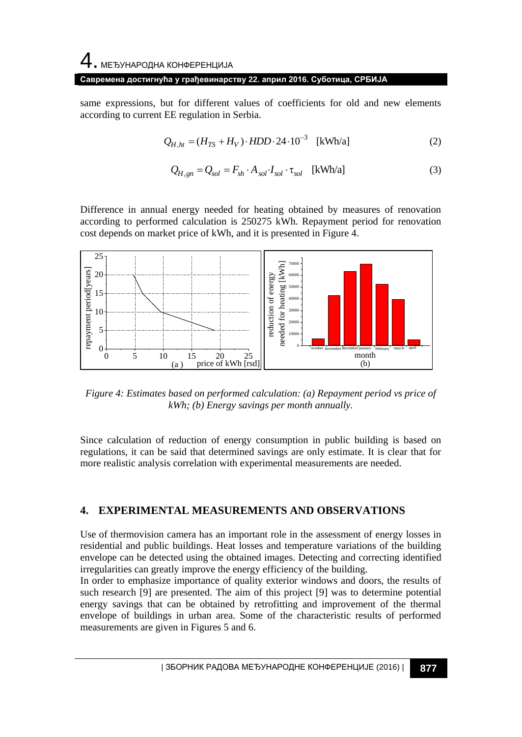same expressions, but for different values of coefficients for old and new elements according to current EE regulation in Serbia.

$$Q_{H,ht} = (H_{TS} + H_V) \cdot HDD \cdot 24 \cdot 10^{-3} \quad \text{[kWh/a]} \tag{2}$$

$$Q_{H,gn} = Q_{sol} = F_{sh} \cdot A_{sol} \cdot I_{sol} \cdot \tau_{sol} \quad \text{[kWh/a]} \tag{3}$$

Difference in annual energy needed for heating obtained by measures of renovation according to performed calculation is 250275 kWh. Repayment period for renovation cost depends on market price of kWh, and it is presented in Figure 4.

*Figure 4: Estimates based on performed calculation: (a) Repayment period vs price of kWh; (b) Energy savings per month annually.*

Since calculation of reduction of energy consumption in public building is based on regulations, it can be said that determined savings are only estimate. It is clear that for more realistic analysis correlation with experimental measurements are needed.

## 4. EXPERIMENTAL MEASUREMENTS AND OBSERVATIONS

Use of thermovision camera has an important role in the assessment of energy losses in residential and public buildings. Heat losses and temperature variations of the building envelope can be detected using the obtained images. Detecting and correcting identified irregularities can greatly improve the energy efficiency of the building.

In order to emphasize importance of quality exterior windows and doors, the results of such research [9] are presented. The aim of this project [9] was to determine potential energy savings that can be obtained by retrofitting and improvement of the thermal envelope of buildings in urban area. Some of the characteristic results of performed measurements are given in Figures 5 and 6.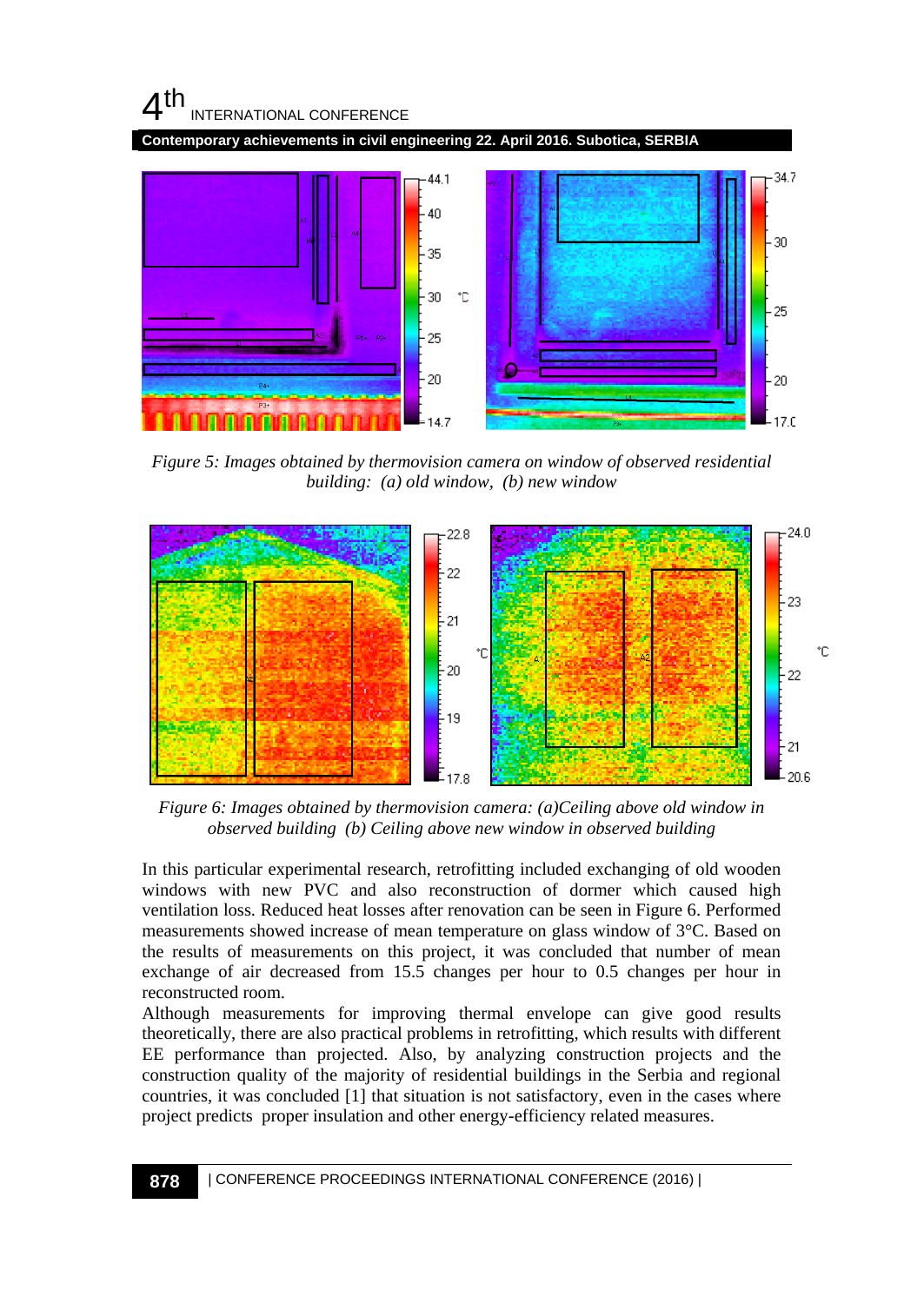*Figure 5: Images obtained by thermovision camera on window of observed residential building: (a) old window, (b) new window*

*Figure 6: Images obtained by thermovision camera: (a)Ceiling above old window in observed building (b) Ceiling above new window in observed building*

In this particular experimental research, retrofitting included exchanging of old wooden windows with new PVC and also reconstruction of dormer which caused high ventilation loss. Reduced heat losses after renovation can be seen in Figure 6. Performed measurements showed increase of mean temperature on glass window of 3°C. Based on the results of measurements on this project, it was concluded that number of mean exchange of air decreased from 15.5 changes per hour to 0.5 changes per hour in reconstructed room.

Although measurements for improving thermal envelope can give good results theoretically, there are also practical problems in retrofitting, which results with different EE performance than projected. Also, by analyzing construction projects and the construction quality of the majority of residential buildings in the Serbia and regional countries, it was concluded [1] that situation is not satisfactory, even in the cases where project predicts proper insulation and other energy-efficiency related measures.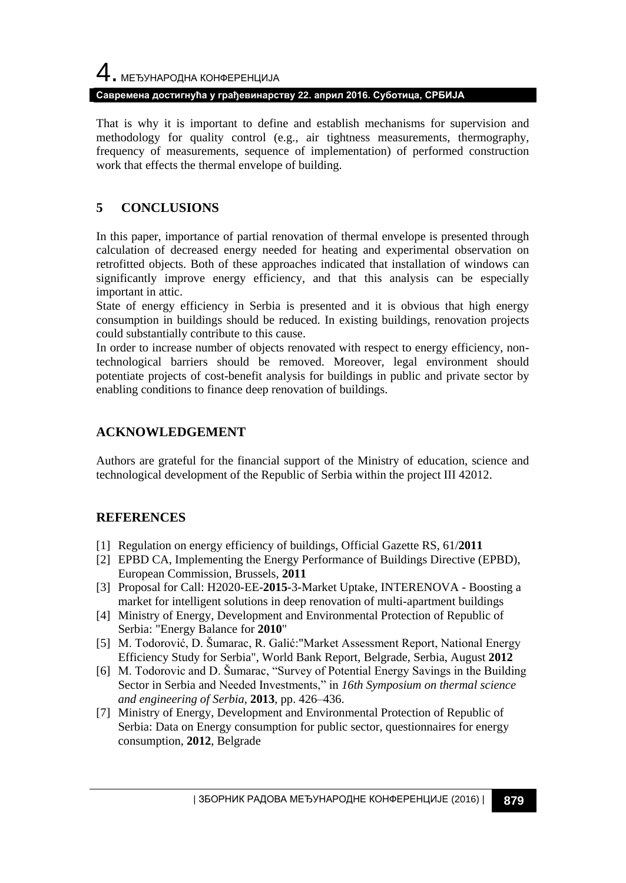That is why it is important to define and establish mechanisms for supervision and methodology for quality control (e.g., air tightness measurements, thermography, frequency of measurements, sequence of implementation) of performed construction work that effects the thermal envelope of building.

## 5 CONCLUSIONS

In this paper, importance of partial renovation of thermal envelope is presented through calculation of decreased energy needed for heating and experimental observation on retrofitted objects. Both of these approaches indicated that installation of windows can significantly improve energy efficiency, and that this analysis can be especially important in attic.

State of energy efficiency in Serbia is presented and it is obvious that high energy consumption in buildings should be reduced. In existing buildings, renovation projects could substantially contribute to this cause.

In order to increase number of objects renovated with respect to energy efficiency, non-technological barriers should be removed. Moreover, legal environment should potentiate projects of cost-benefit analysis for buildings in public and private sector by enabling conditions to finance deep renovation of buildings.

## ACKNOWLEDGEMENT

Authors are grateful for the financial support of the Ministry of education, science and technological development of the Republic of Serbia within the project III 42012.

## REFERENCES

[1] Regulation on energy efficiency of buildings, Official Gazette RS, 61/**2011**

[2] EPBD CA, Implementing the Energy Performance of Buildings Directive (EPBD), European Commission, Brussels, **2011**

[3] Proposal for Call: H2020-EE-**2015**-3-Market Uptake, INTERENOVA - Boosting a market for intelligent solutions in deep renovation of multi-apartment buildings

[4] Ministry of Energy, Development and Environmental Protection of Republic of Serbia: "Energy Balance for **2010**"

[5] M. Todorović, D. Šumarac, R. Galić:"Market Assessment Report, National Energy Efficiency Study for Serbia", World Bank Report, Belgrade, Serbia, August **2012**

[6] M. Todorovic and D. Šumarac, "Survey of Potential Energy Savings in the Building Sector in Serbia and Needed Investments," in *16th Symposium on thermal science and engineering of Serbia*, **2013**, pp. 426–436.

[7] Ministry of Energy, Development and Environmental Protection of Republic of Serbia: Data on Energy consumption for public sector, questionnaires for energy consumption, **2012**, Belgrade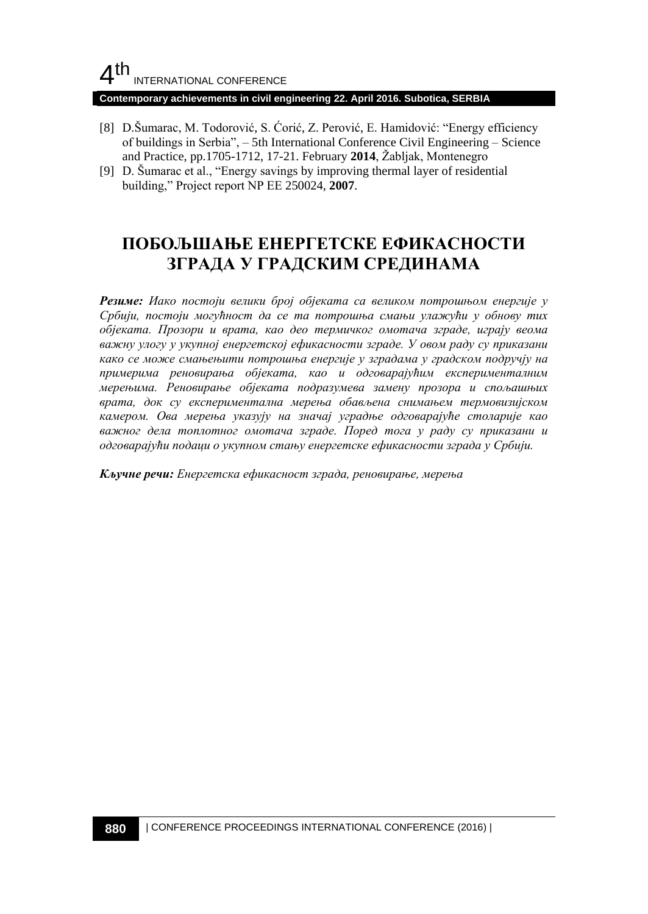[8] D.Šumarac, M. Todorović, S. Ćorić, Z. Perović, E. Hamidović: "Energy efficiency of buildings in Serbia", – 5th International Conference Civil Engineering – Science and Practice, pp.1705-1712, 17-21. February **2014**, Žabljak, Montenegro

[9] D. Šumarac et al., "Energy savings by improving thermal layer of residential building," Project report NP EE 250024, **2007**.

# ПОБОЉШАЊЕ ЕНЕРГЕТСКЕ ЕФИКАСНОСТИ ЗГРАДА У ГРАДСКИМ СРЕДИНАМА

***Резиме:*** *Иако постоји велики број објеката са великом потрошњом енергије у Србији, постоји могућност да се та потрошња смањи улажући у обнову тих објеката. Прозори и врата, као део термичког омотача зграде, играју веома важну улогу у укупној енергетској ефикасности зграде. У овом раду су приказани како се може смањењити потрошња енергије у зградама у градском подручју на примерима реновирања објеката, као и одговарајућим експерименталним мерењима. Реновирање објеката подразумева замену прозора и спољашњих врата, док су експериментална мерења обављена снимањем термовизијском камером. Ова мерења указују на значај уградње одговарајуће столарије као важног дела топлотног омотача зграде. Поред тога у раду су приказани и одговарајући подаци о укупном стању енергетске ефикасности зграда у Србији.*

***Кључне речи:*** *Енергетска ефикасност зграда, реновирање, мерења*